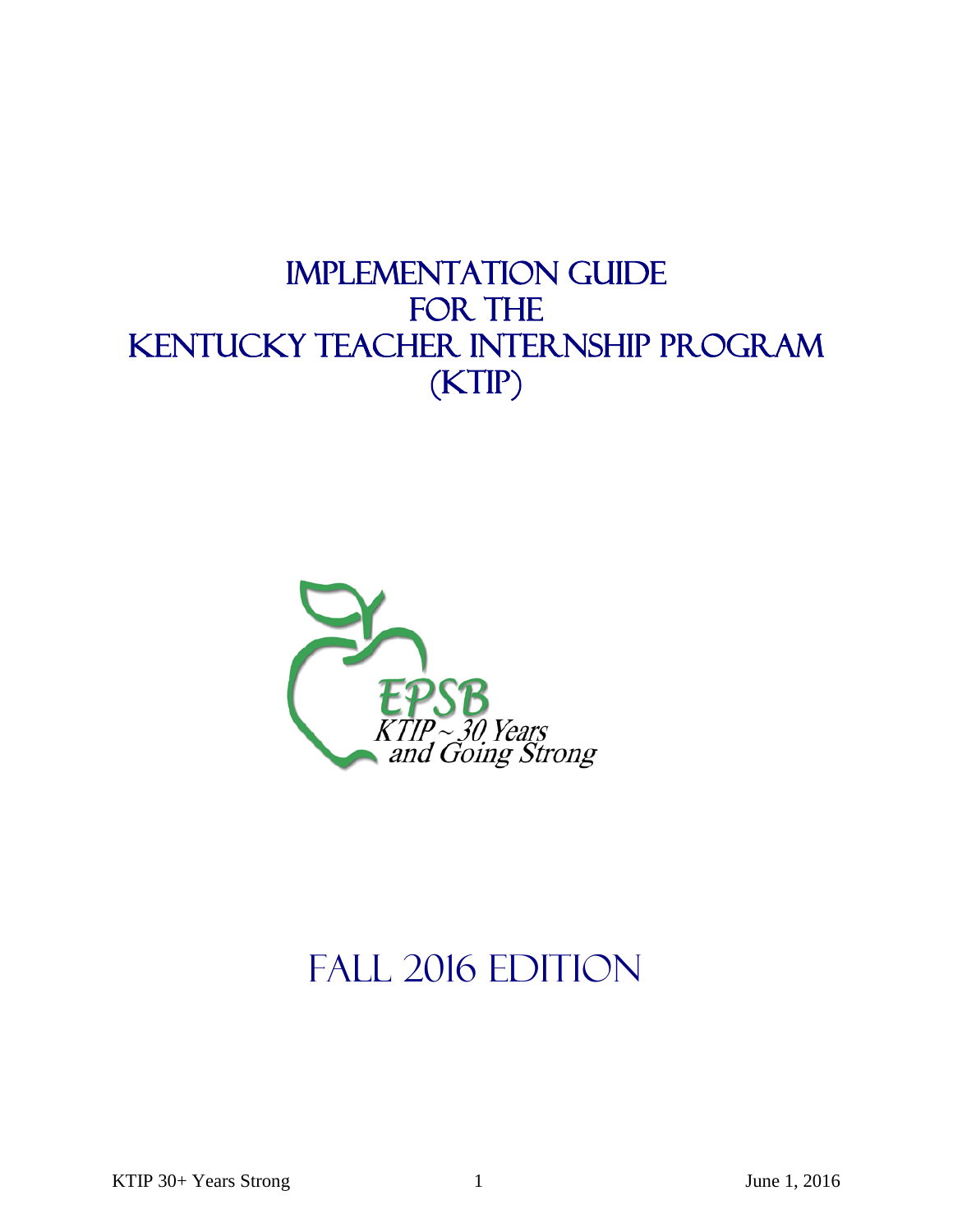# Implementation Guide for the Kentucky Teacher Internship Program (KTIP)

EPSB

KTIP ~ 30 Years and Going Strong

## Fall 2016 Edition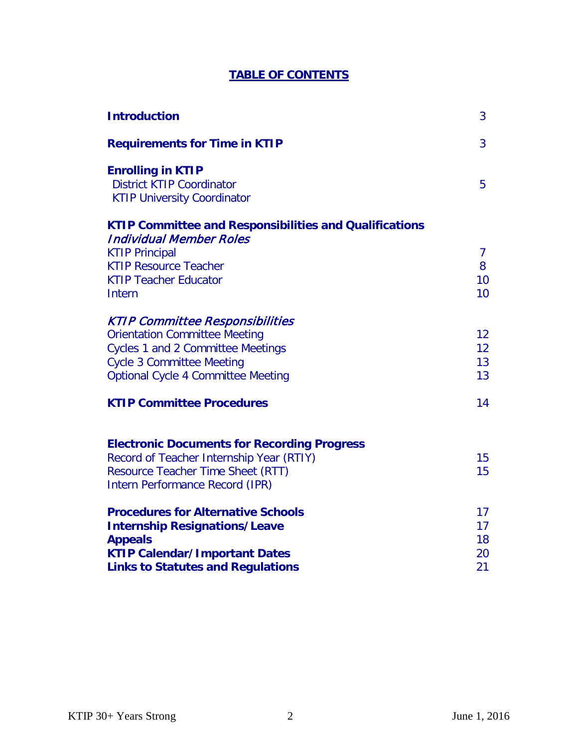## TABLE OF CONTENTS

| | |
|---|---|
| **Introduction** | 3 |
| **Requirements for Time in KTIP** | 3 |
| **Enrolling in KTIP** | |
| District KTIP Coordinator | 5 |
| KTIP University Coordinator | |
| **KTIP Committee and Responsibilities and Qualifications** | |
| ***Individual Member Roles*** | |
| KTIP Principal | 7 |
| KTIP Resource Teacher | 8 |
| KTIP Teacher Educator | 10 |
| Intern | 10 |
| ***KTIP Committee Responsibilities*** | |
| Orientation Committee Meeting | 12 |
| Cycles 1 and 2 Committee Meetings | 12 |
| Cycle 3 Committee Meeting | 13 |
| Optional Cycle 4 Committee Meeting | 13 |
| **KTIP Committee Procedures** | 14 |
| **Electronic Documents for Recording Progress** | |
| Record of Teacher Internship Year (RTIY) | 15 |
| Resource Teacher Time Sheet (RTT) | 15 |
| Intern Performance Record (IPR) | |
| **Procedures for Alternative Schools** | 17 |
| **Internship Resignations/Leave** | 17 |
| **Appeals** | 18 |
| **KTIP Calendar/Important Dates** | 20 |
| **Links to Statutes and Regulations** | 21 |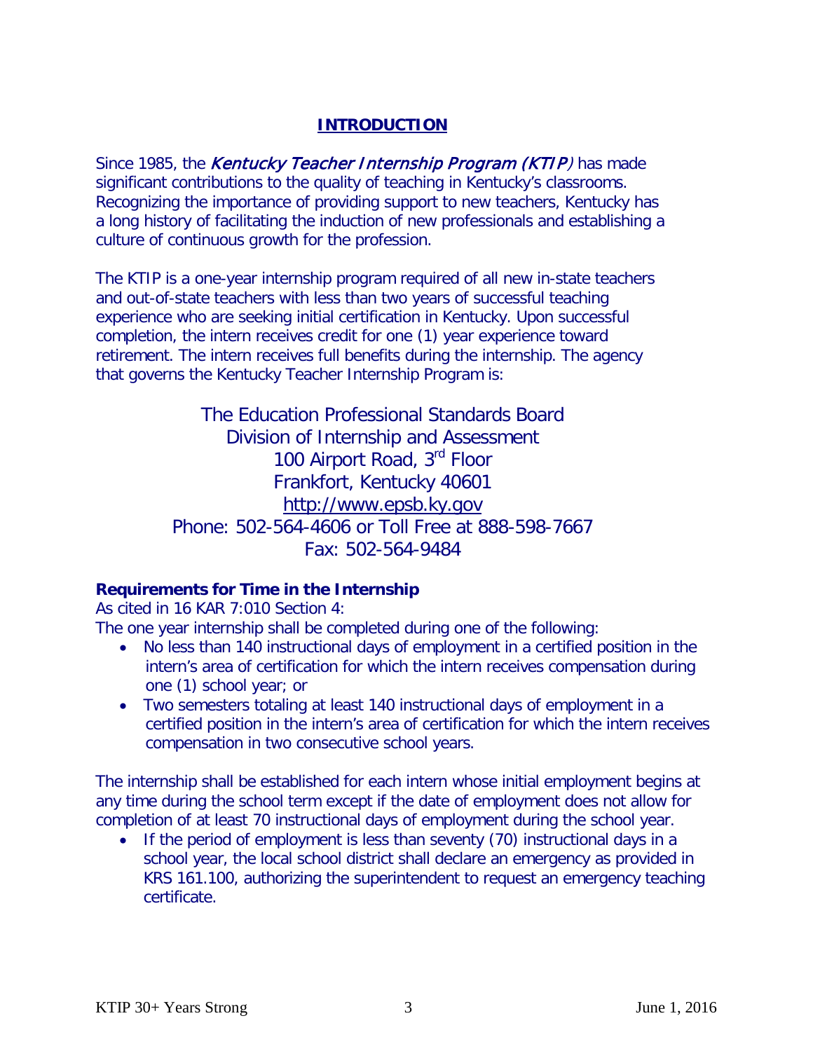# INTRODUCTION

Since 1985, the *Kentucky Teacher Internship Program (KTIP)* has made significant contributions to the quality of teaching in Kentucky's classrooms. Recognizing the importance of providing support to new teachers, Kentucky has a long history of facilitating the induction of new professionals and establishing a culture of continuous growth for the profession.

The KTIP is a one-year internship program required of all new in-state teachers and out-of-state teachers with less than two years of successful teaching experience who are seeking initial certification in Kentucky. Upon successful completion, the intern receives credit for one (1) year experience toward retirement. The intern receives full benefits during the internship. The agency that governs the Kentucky Teacher Internship Program is:

The Education Professional Standards Board
Division of Internship and Assessment
100 Airport Road, 3rd Floor
Frankfort, Kentucky 40601
http://www.epsb.ky.gov
Phone: 502-564-4606 or Toll Free at 888-598-7667
Fax: 502-564-9484

**Requirements for Time in the Internship**

As cited in 16 KAR 7:010 Section 4:

The one year internship shall be completed during one of the following:

- No less than 140 instructional days of employment in a certified position in the intern's area of certification for which the intern receives compensation during one (1) school year; or
- Two semesters totaling at least 140 instructional days of employment in a certified position in the intern's area of certification for which the intern receives compensation in two consecutive school years.

The internship shall be established for each intern whose initial employment begins at any time during the school term except if the date of employment does not allow for completion of at least 70 instructional days of employment during the school year.

- If the period of employment is less than seventy (70) instructional days in a school year, the local school district shall declare an emergency as provided in KRS 161.100, authorizing the superintendent to request an emergency teaching certificate.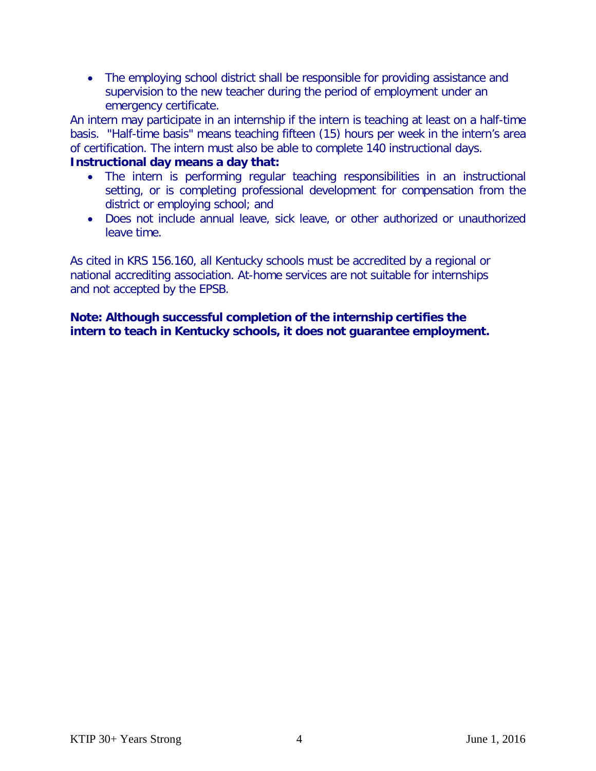- The employing school district shall be responsible for providing assistance and supervision to the new teacher during the period of employment under an emergency certificate.

An intern may participate in an internship if the intern is teaching at least on a half-time basis. "Half-time basis" means teaching fifteen (15) hours per week in the intern's area of certification. The intern must also be able to complete 140 instructional days.

**Instructional day means a day that:**

- The intern is performing regular teaching responsibilities in an instructional setting, or is completing professional development for compensation from the district or employing school; and
- Does not include annual leave, sick leave, or other authorized or unauthorized leave time.

As cited in KRS 156.160, all Kentucky schools must be accredited by a regional or national accrediting association. At-home services are not suitable for internships and not accepted by the EPSB.

**Note: Although successful completion of the internship certifies the intern to teach in Kentucky schools, it does not guarantee employment.**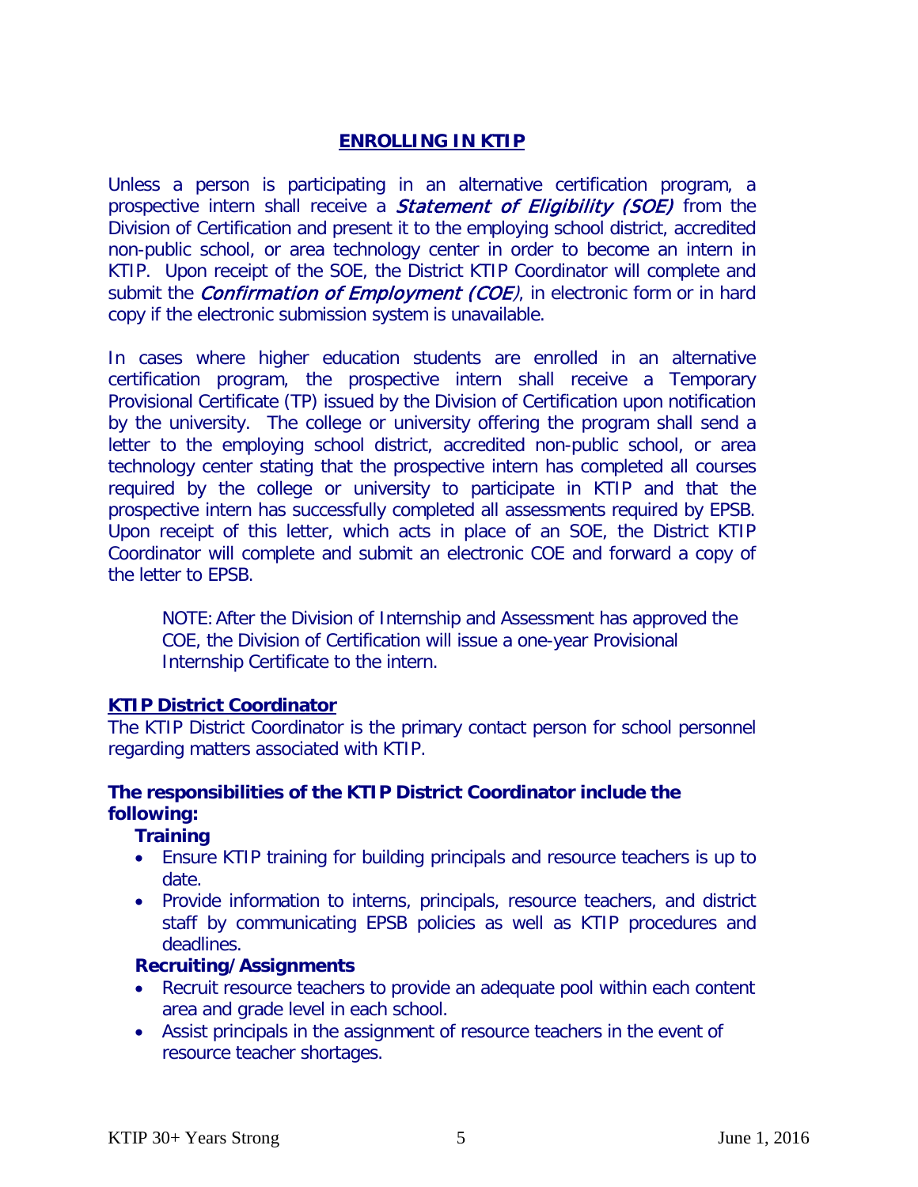## ENROLLING IN KTIP

Unless a person is participating in an alternative certification program, a prospective intern shall receive a ***Statement of Eligibility (SOE)*** from the Division of Certification and present it to the employing school district, accredited non-public school, or area technology center in order to become an intern in KTIP. Upon receipt of the SOE, the District KTIP Coordinator will complete and submit the ***Confirmation of Employment (COE)***, in electronic form or in hard copy if the electronic submission system is unavailable.

In cases where higher education students are enrolled in an alternative certification program, the prospective intern shall receive a Temporary Provisional Certificate (TP) issued by the Division of Certification upon notification by the university. The college or university offering the program shall send a letter to the employing school district, accredited non-public school, or area technology center stating that the prospective intern has completed all courses required by the college or university to participate in KTIP and that the prospective intern has successfully completed all assessments required by EPSB. Upon receipt of this letter, which acts in place of an SOE, the District KTIP Coordinator will complete and submit an electronic COE and forward a copy of the letter to EPSB.

> NOTE: After the Division of Internship and Assessment has approved the COE, the Division of Certification will issue a one-year Provisional Internship Certificate to the intern.

### KTIP District Coordinator

The KTIP District Coordinator is the primary contact person for school personnel regarding matters associated with KTIP.

**The responsibilities of the KTIP District Coordinator include the following:**

**Training**

- Ensure KTIP training for building principals and resource teachers is up to date.
- Provide information to interns, principals, resource teachers, and district staff by communicating EPSB policies as well as KTIP procedures and deadlines.

**Recruiting/Assignments**

- Recruit resource teachers to provide an adequate pool within each content area and grade level in each school.
- Assist principals in the assignment of resource teachers in the event of resource teacher shortages.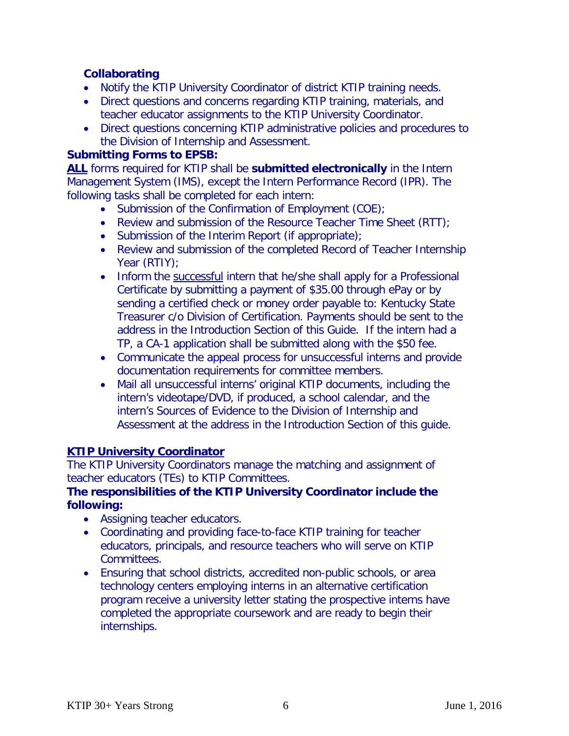**Collaborating**

- Notify the KTIP University Coordinator of district KTIP training needs.
- Direct questions and concerns regarding KTIP training, materials, and teacher educator assignments to the KTIP University Coordinator.
- Direct questions concerning KTIP administrative policies and procedures to the Division of Internship and Assessment.

**Submitting Forms to EPSB:**

**ALL** forms required for KTIP shall be **submitted electronically** in the Intern Management System (IMS), except the Intern Performance Record (IPR). The following tasks shall be completed for each intern:

- Submission of the Confirmation of Employment (COE);
- Review and submission of the Resource Teacher Time Sheet (RTT);
- Submission of the Interim Report (if appropriate);
- Review and submission of the completed Record of Teacher Internship Year (RTIY);
- Inform the successful intern that he/she shall apply for a Professional Certificate by submitting a payment of $35.00 through ePay or by sending a certified check or money order payable to: Kentucky State Treasurer c/o Division of Certification. Payments should be sent to the address in the Introduction Section of this Guide. If the intern had a TP, a CA-1 application shall be submitted along with the $50 fee.
- Communicate the appeal process for unsuccessful interns and provide documentation requirements for committee members.
- Mail all unsuccessful interns' original KTIP documents, including the intern's videotape/DVD, if produced, a school calendar, and the intern's Sources of Evidence to the Division of Internship and Assessment at the address in the Introduction Section of this guide.

## KTIP University Coordinator

The KTIP University Coordinators manage the matching and assignment of teacher educators (TEs) to KTIP Committees.

**The responsibilities of the KTIP University Coordinator include the following:**

- Assigning teacher educators.
- Coordinating and providing face-to-face KTIP training for teacher educators, principals, and resource teachers who will serve on KTIP Committees.
- Ensuring that school districts, accredited non-public schools, or area technology centers employing interns in an alternative certification program receive a university letter stating the prospective interns have completed the appropriate coursework and are ready to begin their internships.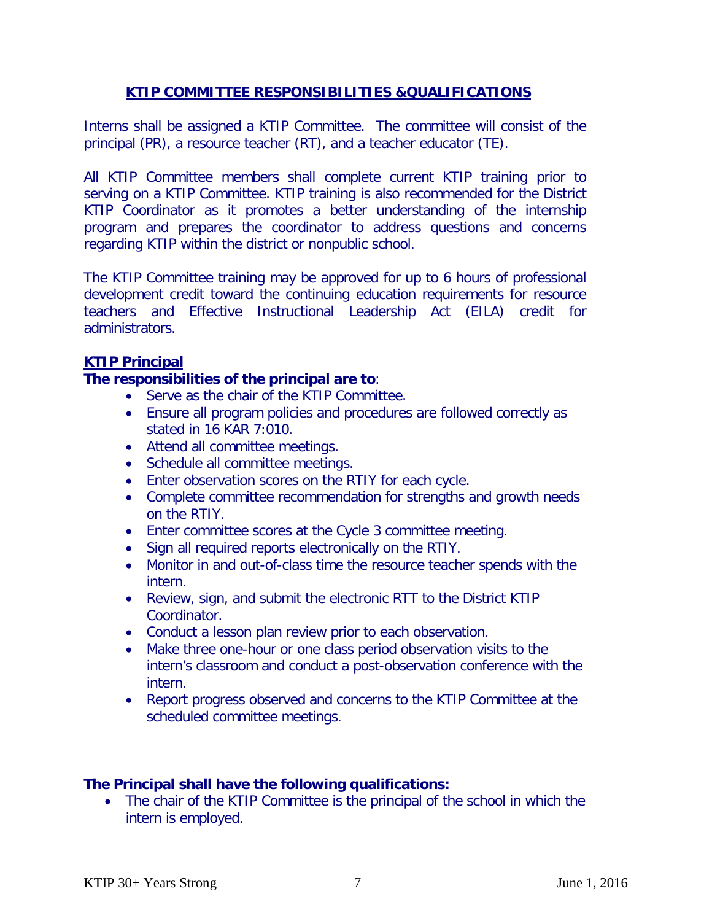## KTIP COMMITTEE RESPONSIBILITIES &QUALIFICATIONS

Interns shall be assigned a KTIP Committee. The committee will consist of the principal (PR), a resource teacher (RT), and a teacher educator (TE).

All KTIP Committee members shall complete current KTIP training prior to serving on a KTIP Committee. KTIP training is also recommended for the District KTIP Coordinator as it promotes a better understanding of the internship program and prepares the coordinator to address questions and concerns regarding KTIP within the district or nonpublic school.

The KTIP Committee training may be approved for up to 6 hours of professional development credit toward the continuing education requirements for resource teachers and Effective Instructional Leadership Act (EILA) credit for administrators.

### KTIP Principal

**The responsibilities of the principal are to**:

- Serve as the chair of the KTIP Committee.
- Ensure all program policies and procedures are followed correctly as stated in 16 KAR 7:010.
- Attend all committee meetings.
- Schedule all committee meetings.
- Enter observation scores on the RTIY for each cycle.
- Complete committee recommendation for strengths and growth needs on the RTIY.
- Enter committee scores at the Cycle 3 committee meeting.
- Sign all required reports electronically on the RTIY.
- Monitor in and out-of-class time the resource teacher spends with the intern.
- Review, sign, and submit the electronic RTT to the District KTIP Coordinator.
- Conduct a lesson plan review prior to each observation.
- Make three one-hour or one class period observation visits to the intern's classroom and conduct a post-observation conference with the intern.
- Report progress observed and concerns to the KTIP Committee at the scheduled committee meetings.

**The Principal shall have the following qualifications:**

- The chair of the KTIP Committee is the principal of the school in which the intern is employed.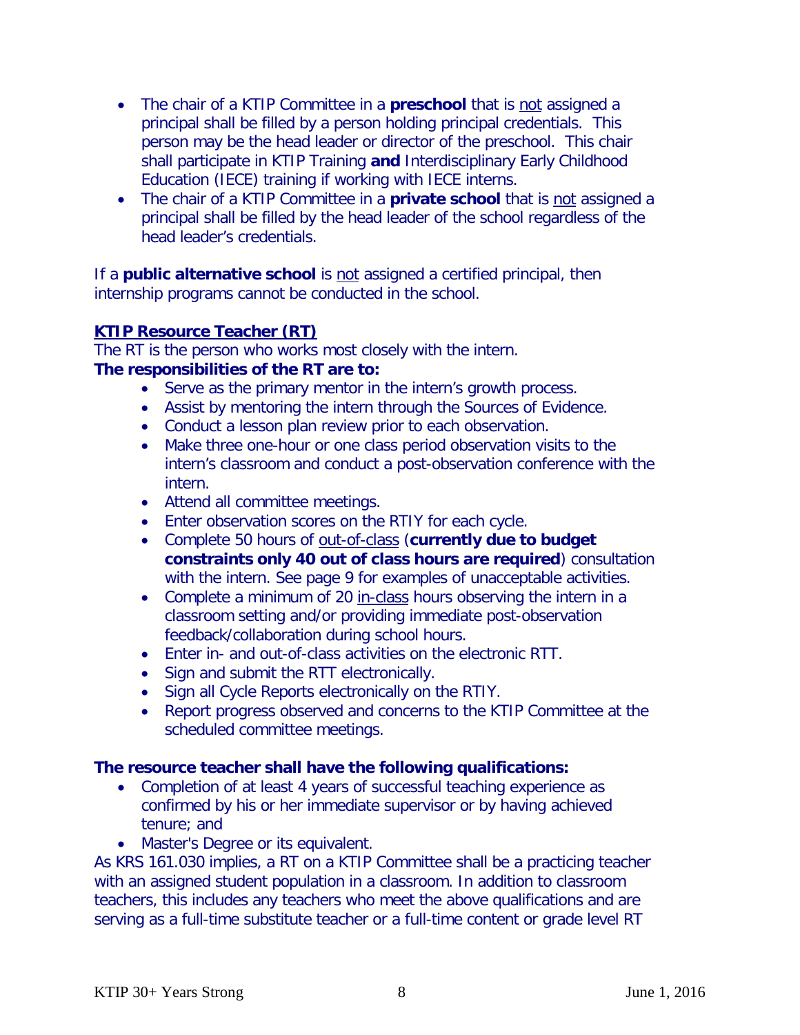- The chair of a KTIP Committee in a **preschool** that is not assigned a principal shall be filled by a person holding principal credentials. This person may be the head leader or director of the preschool. This chair shall participate in KTIP Training **and** Interdisciplinary Early Childhood Education (IECE) training if working with IECE interns.
- The chair of a KTIP Committee in a **private school** that is not assigned a principal shall be filled by the head leader of the school regardless of the head leader's credentials.

If a **public alternative school** is not assigned a certified principal, then internship programs cannot be conducted in the school.

## KTIP Resource Teacher (RT)

The RT is the person who works most closely with the intern.

**The responsibilities of the RT are to:**

- Serve as the primary mentor in the intern's growth process.
- Assist by mentoring the intern through the Sources of Evidence.
- Conduct a lesson plan review prior to each observation.
- Make three one-hour or one class period observation visits to the intern's classroom and conduct a post-observation conference with the intern.
- Attend all committee meetings.
- Enter observation scores on the RTIY for each cycle.
- Complete 50 hours of out-of-class (**currently due to budget constraints only 40 out of class hours are required**) consultation with the intern. See page 9 for examples of unacceptable activities.
- Complete a minimum of 20 in-class hours observing the intern in a classroom setting and/or providing immediate post-observation feedback/collaboration during school hours.
- Enter in- and out-of-class activities on the electronic RTT.
- Sign and submit the RTT electronically.
- Sign all Cycle Reports electronically on the RTIY.
- Report progress observed and concerns to the KTIP Committee at the scheduled committee meetings.

**The resource teacher shall have the following qualifications:**

- Completion of at least 4 years of successful teaching experience as confirmed by his or her immediate supervisor or by having achieved tenure; and
- Master's Degree or its equivalent.

As KRS 161.030 implies, a RT on a KTIP Committee shall be a practicing teacher with an assigned student population in a classroom. In addition to classroom teachers, this includes any teachers who meet the above qualifications and are serving as a full-time substitute teacher or a full-time content or grade level RT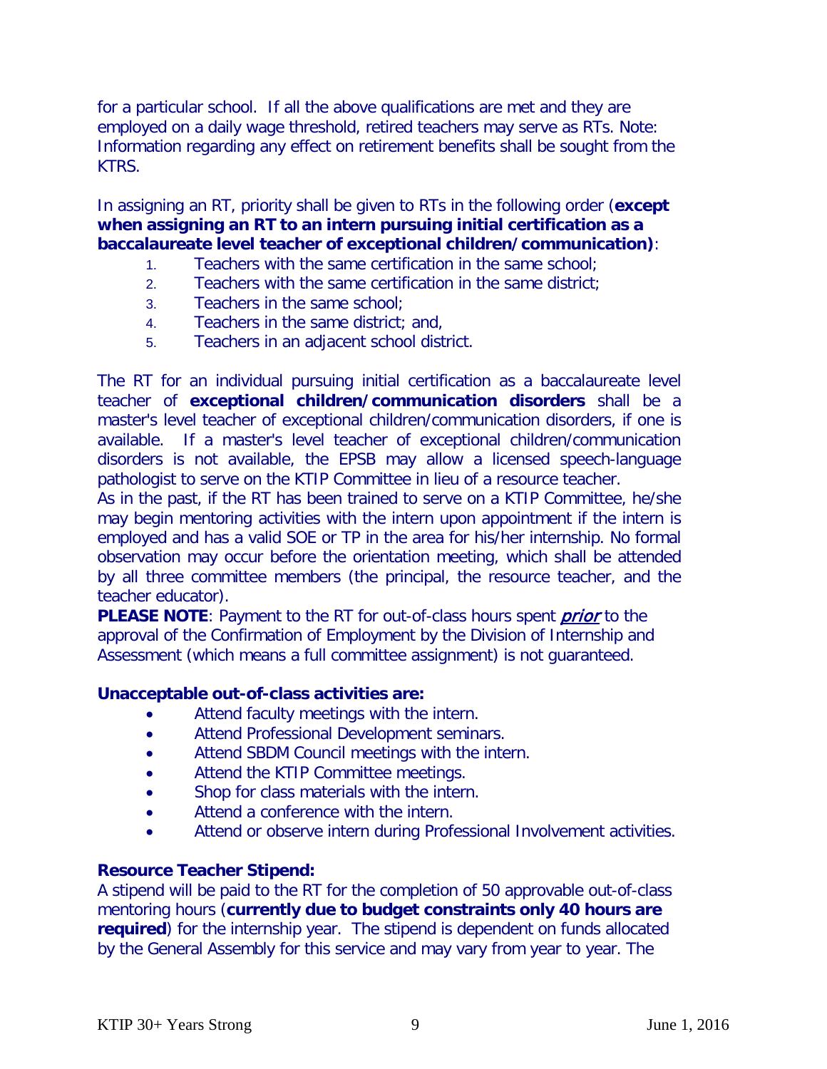for a particular school. If all the above qualifications are met and they are employed on a daily wage threshold, retired teachers may serve as RTs. Note: Information regarding any effect on retirement benefits shall be sought from the KTRS.

In assigning an RT, priority shall be given to RTs in the following order (**except when assigning an RT to an intern pursuing initial certification as a baccalaureate level teacher of exceptional children/communication)**:

1. Teachers with the same certification in the same school;
2. Teachers with the same certification in the same district;
3. Teachers in the same school;
4. Teachers in the same district; and,
5. Teachers in an adjacent school district.

The RT for an individual pursuing initial certification as a baccalaureate level teacher of **exceptional children/communication disorders** shall be a master's level teacher of exceptional children/communication disorders, if one is available. If a master's level teacher of exceptional children/communication disorders is not available, the EPSB may allow a licensed speech-language pathologist to serve on the KTIP Committee in lieu of a resource teacher.

As in the past, if the RT has been trained to serve on a KTIP Committee, he/she may begin mentoring activities with the intern upon appointment if the intern is employed and has a valid SOE or TP in the area for his/her internship. No formal observation may occur before the orientation meeting, which shall be attended by all three committee members (the principal, the resource teacher, and the teacher educator).

**PLEASE NOTE**: Payment to the RT for out-of-class hours spent ***prior*** to the approval of the Confirmation of Employment by the Division of Internship and Assessment (which means a full committee assignment) is not guaranteed.

**Unacceptable out-of-class activities are:**

- Attend faculty meetings with the intern.
- Attend Professional Development seminars.
- Attend SBDM Council meetings with the intern.
- Attend the KTIP Committee meetings.
- Shop for class materials with the intern.
- Attend a conference with the intern.
- Attend or observe intern during Professional Involvement activities.

**Resource Teacher Stipend:**

A stipend will be paid to the RT for the completion of 50 approvable out-of-class mentoring hours (**currently due to budget constraints only 40 hours are required**) for the internship year. The stipend is dependent on funds allocated by the General Assembly for this service and may vary from year to year. The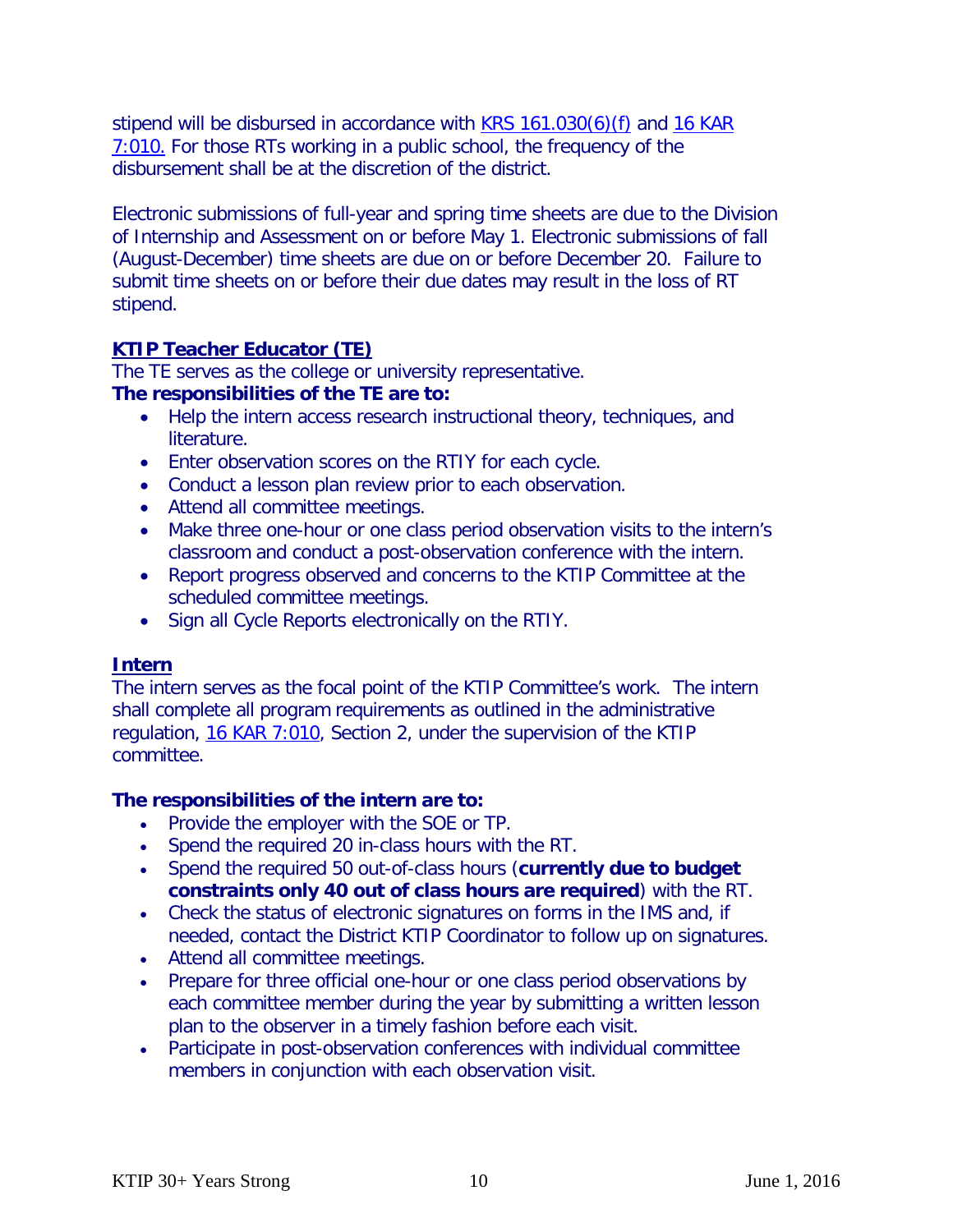stipend will be disbursed in accordance with [KRS 161.030(6)(f)] and [16 KAR 7:010.] For those RTs working in a public school, the frequency of the disbursement shall be at the discretion of the district.

Electronic submissions of full-year and spring time sheets are due to the Division of Internship and Assessment on or before May 1. Electronic submissions of fall (August-December) time sheets are due on or before December 20. Failure to submit time sheets on or before their due dates may result in the loss of RT stipend.

## KTIP Teacher Educator (TE)

The TE serves as the college or university representative.

**The responsibilities of the TE are to:**

- Help the intern access research instructional theory, techniques, and literature.
- Enter observation scores on the RTIY for each cycle.
- Conduct a lesson plan review prior to each observation.
- Attend all committee meetings.
- Make three one-hour or one class period observation visits to the intern's classroom and conduct a post-observation conference with the intern.
- Report progress observed and concerns to the KTIP Committee at the scheduled committee meetings.
- Sign all Cycle Reports electronically on the RTIY.

## Intern

The intern serves as the focal point of the KTIP Committee's work. The intern shall complete all program requirements as outlined in the administrative regulation, [16 KAR 7:010], Section 2, under the supervision of the KTIP committee.

**The responsibilities of the intern are to:**

- Provide the employer with the SOE or TP.
- Spend the required 20 in-class hours with the RT.
- Spend the required 50 out-of-class hours (**currently due to budget constraints only 40 out of class hours are required**) with the RT.
- Check the status of electronic signatures on forms in the IMS and, if needed, contact the District KTIP Coordinator to follow up on signatures.
- Attend all committee meetings.
- Prepare for three official one-hour or one class period observations by each committee member during the year by submitting a written lesson plan to the observer in a timely fashion before each visit.
- Participate in post-observation conferences with individual committee members in conjunction with each observation visit.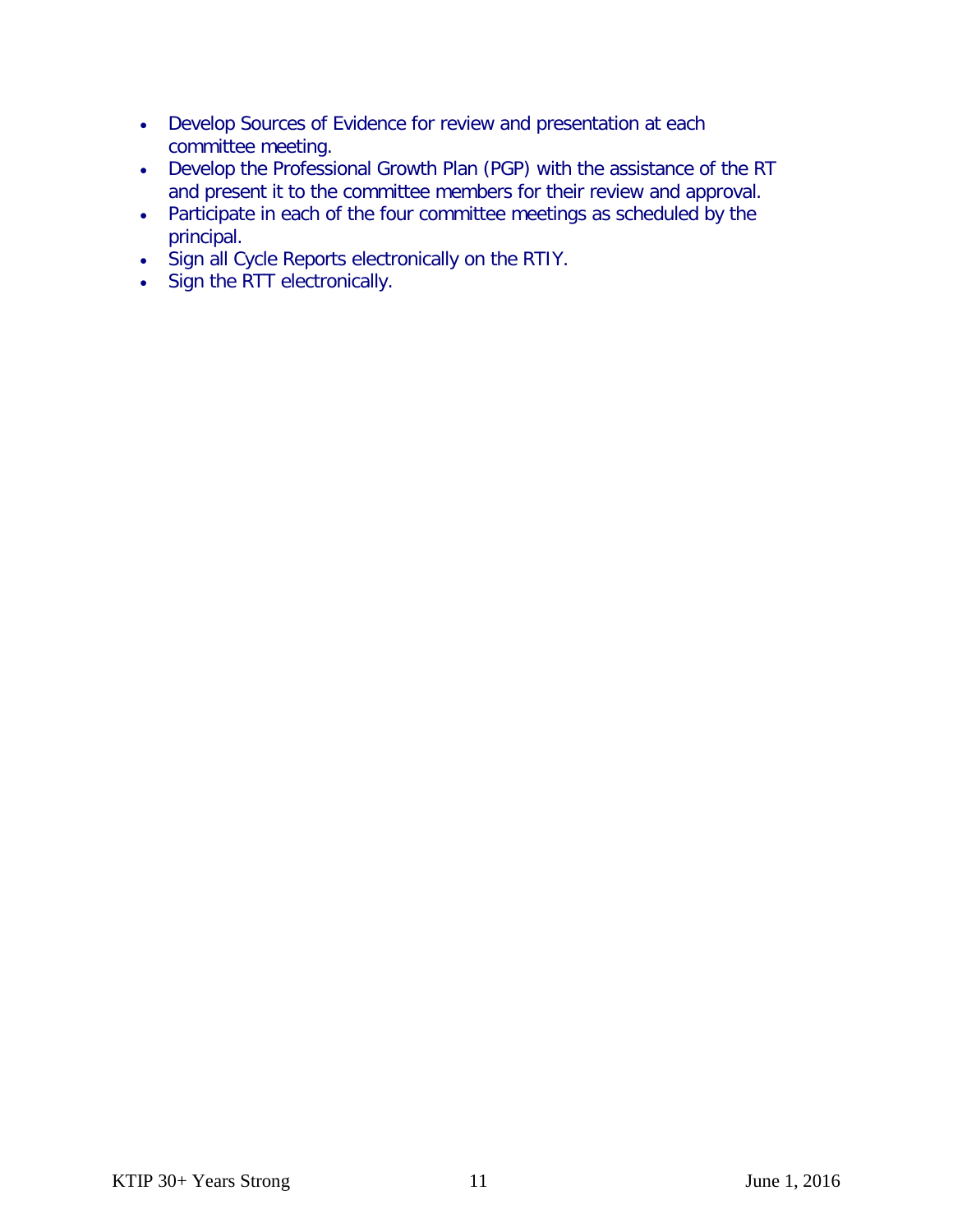- Develop Sources of Evidence for review and presentation at each committee meeting.
- Develop the Professional Growth Plan (PGP) with the assistance of the RT and present it to the committee members for their review and approval.
- Participate in each of the four committee meetings as scheduled by the principal.
- Sign all Cycle Reports electronically on the RTIY.
- Sign the RTT electronically.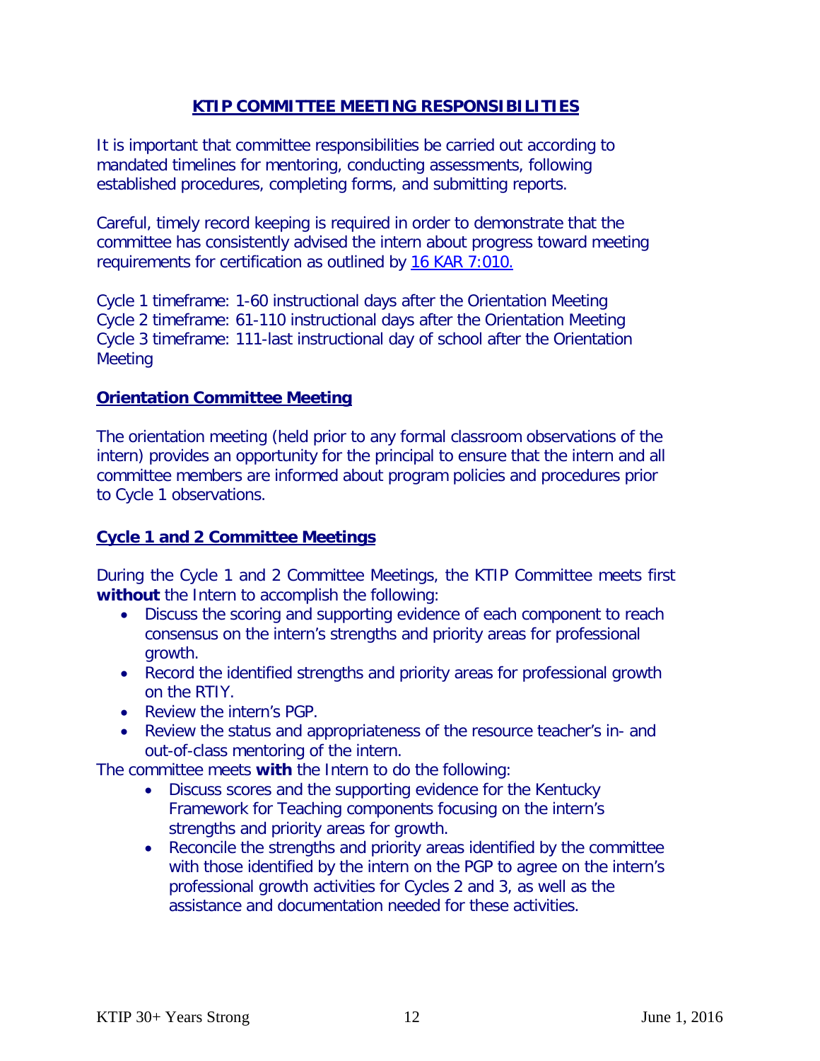## KTIP COMMITTEE MEETING RESPONSIBILITIES

It is important that committee responsibilities be carried out according to mandated timelines for mentoring, conducting assessments, following established procedures, completing forms, and submitting reports.

Careful, timely record keeping is required in order to demonstrate that the committee has consistently advised the intern about progress toward meeting requirements for certification as outlined by [16 KAR 7:010.](#)

Cycle 1 timeframe: 1-60 instructional days after the Orientation Meeting
Cycle 2 timeframe: 61-110 instructional days after the Orientation Meeting
Cycle 3 timeframe: 111-last instructional day of school after the Orientation Meeting

### Orientation Committee Meeting

The orientation meeting (held prior to any formal classroom observations of the intern) provides an opportunity for the principal to ensure that the intern and all committee members are informed about program policies and procedures prior to Cycle 1 observations.

### Cycle 1 and 2 Committee Meetings

During the Cycle 1 and 2 Committee Meetings, the KTIP Committee meets first **without** the Intern to accomplish the following:

- Discuss the scoring and supporting evidence of each component to reach consensus on the intern's strengths and priority areas for professional growth.
- Record the identified strengths and priority areas for professional growth on the RTIY.
- Review the intern's PGP.
- Review the status and appropriateness of the resource teacher's in- and out-of-class mentoring of the intern.

The committee meets **with** the Intern to do the following:

- Discuss scores and the supporting evidence for the Kentucky Framework for Teaching components focusing on the intern's strengths and priority areas for growth.
- Reconcile the strengths and priority areas identified by the committee with those identified by the intern on the PGP to agree on the intern's professional growth activities for Cycles 2 and 3, as well as the assistance and documentation needed for these activities.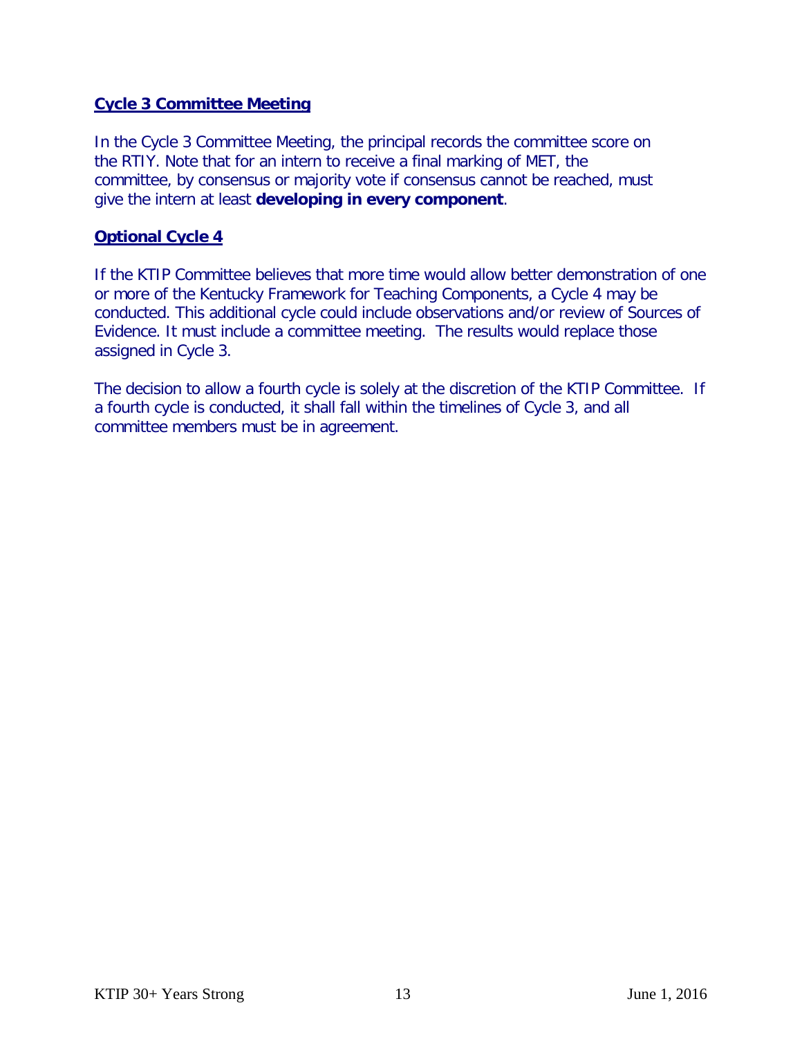## Cycle 3 Committee Meeting

In the Cycle 3 Committee Meeting, the principal records the committee score on the RTIY. Note that for an intern to receive a final marking of MET, the committee, by consensus or majority vote if consensus cannot be reached, must give the intern at least **developing in every component**.

## Optional Cycle 4

If the KTIP Committee believes that more time would allow better demonstration of one or more of the Kentucky Framework for Teaching Components, a Cycle 4 may be conducted. This additional cycle could include observations and/or review of Sources of Evidence. It must include a committee meeting. The results would replace those assigned in Cycle 3.

The decision to allow a fourth cycle is solely at the discretion of the KTIP Committee. If a fourth cycle is conducted, it shall fall within the timelines of Cycle 3, and all committee members must be in agreement.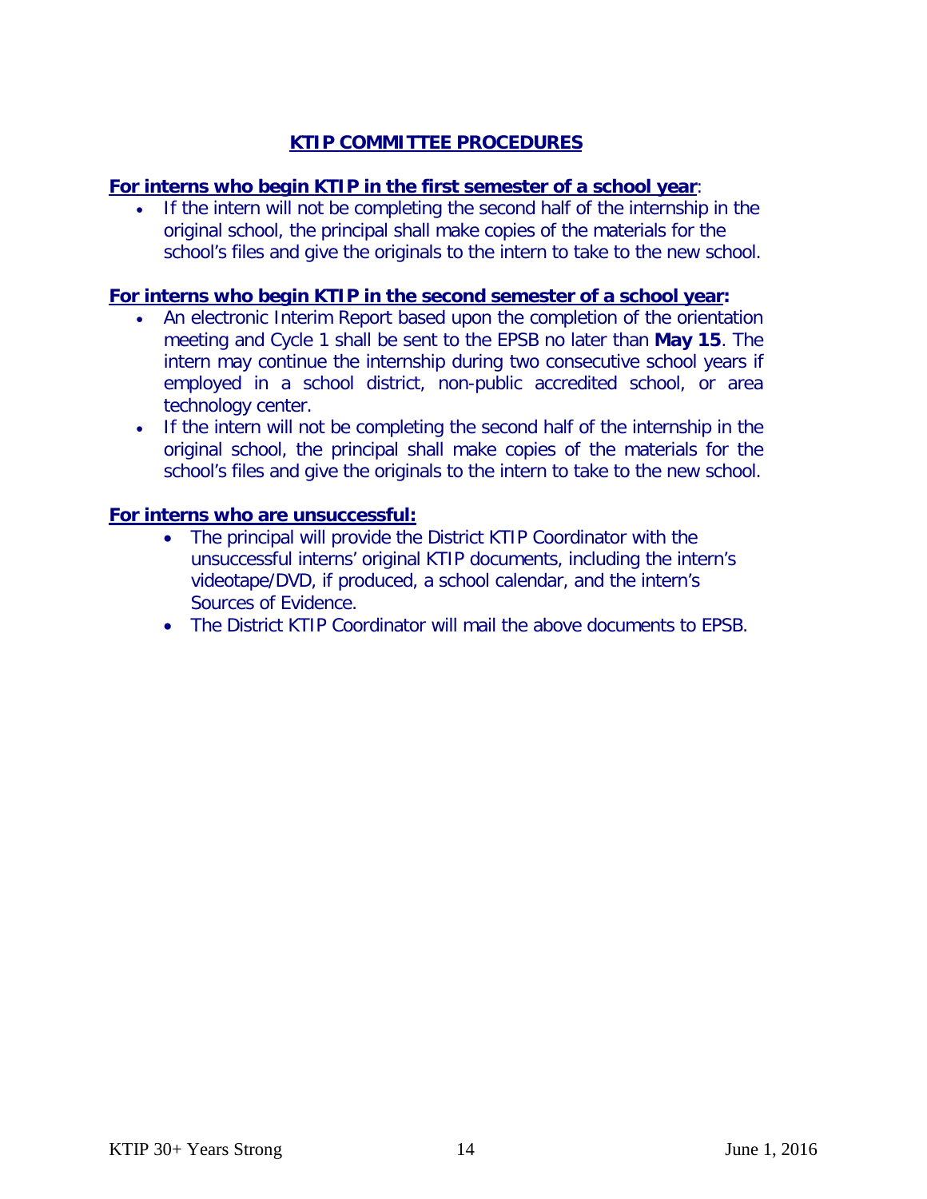## KTIP COMMITTEE PROCEDURES

**For interns who begin KTIP in the first semester of a school year**:

- If the intern will not be completing the second half of the internship in the original school, the principal shall make copies of the materials for the school's files and give the originals to the intern to take to the new school.

**For interns who begin KTIP in the second semester of a school year:**

- An electronic Interim Report based upon the completion of the orientation meeting and Cycle 1 shall be sent to the EPSB no later than **May 15**. The intern may continue the internship during two consecutive school years if employed in a school district, non-public accredited school, or area technology center.
- If the intern will not be completing the second half of the internship in the original school, the principal shall make copies of the materials for the school's files and give the originals to the intern to take to the new school.

**For interns who are unsuccessful:**

- The principal will provide the District KTIP Coordinator with the unsuccessful interns' original KTIP documents, including the intern's videotape/DVD, if produced, a school calendar, and the intern's Sources of Evidence.
- The District KTIP Coordinator will mail the above documents to EPSB.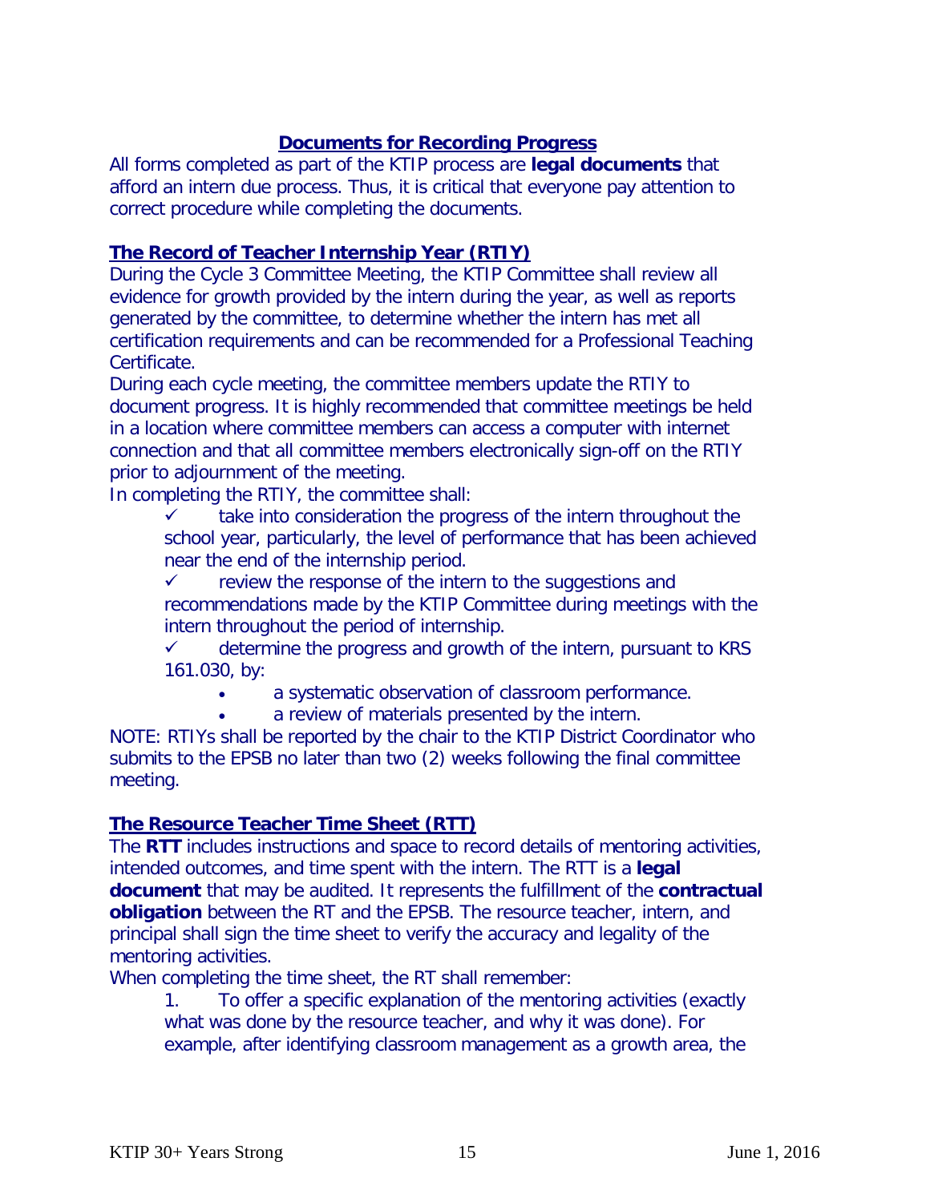## Documents for Recording Progress

All forms completed as part of the KTIP process are **legal documents** that afford an intern due process. Thus, it is critical that everyone pay attention to correct procedure while completing the documents.

### The Record of Teacher Internship Year (RTIY)

During the Cycle 3 Committee Meeting, the KTIP Committee shall review all evidence for growth provided by the intern during the year, as well as reports generated by the committee, to determine whether the intern has met all certification requirements and can be recommended for a Professional Teaching Certificate.

During each cycle meeting, the committee members update the RTIY to document progress. It is highly recommended that committee meetings be held in a location where committee members can access a computer with internet connection and that all committee members electronically sign-off on the RTIY prior to adjournment of the meeting.

In completing the RTIY, the committee shall:

- ✓ take into consideration the progress of the intern throughout the school year, particularly, the level of performance that has been achieved near the end of the internship period.
- ✓ review the response of the intern to the suggestions and recommendations made by the KTIP Committee during meetings with the intern throughout the period of internship.
- ✓ determine the progress and growth of the intern, pursuant to KRS 161.030, by:
    - a systematic observation of classroom performance.
    - a review of materials presented by the intern.

NOTE: RTIYs shall be reported by the chair to the KTIP District Coordinator who submits to the EPSB no later than two (2) weeks following the final committee meeting.

### The Resource Teacher Time Sheet (RTT)

The **RTT** includes instructions and space to record details of mentoring activities, intended outcomes, and time spent with the intern. The RTT is a **legal document** that may be audited. It represents the fulfillment of the **contractual obligation** between the RT and the EPSB. The resource teacher, intern, and principal shall sign the time sheet to verify the accuracy and legality of the mentoring activities.

When completing the time sheet, the RT shall remember:

1. To offer a specific explanation of the mentoring activities (exactly what was done by the resource teacher, and why it was done). For example, after identifying classroom management as a growth area, the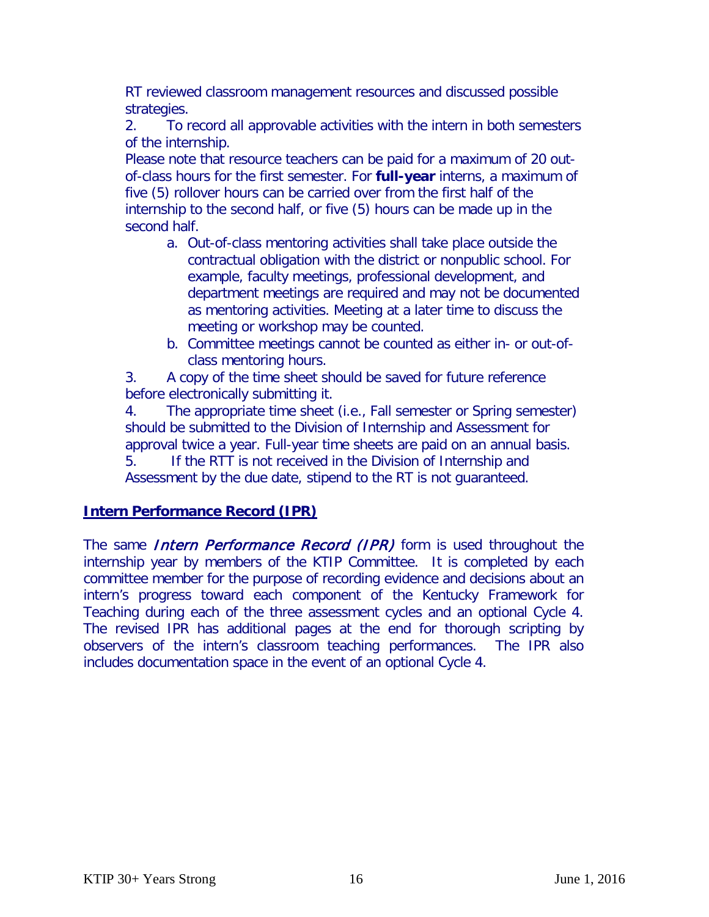RT reviewed classroom management resources and discussed possible strategies.

2. To record all approvable activities with the intern in both semesters of the internship.

Please note that resource teachers can be paid for a maximum of 20 out-of-class hours for the first semester. For **full-year** interns, a maximum of five (5) rollover hours can be carried over from the first half of the internship to the second half, or five (5) hours can be made up in the second half.

   a. Out-of-class mentoring activities shall take place outside the contractual obligation with the district or nonpublic school. For example, faculty meetings, professional development, and department meetings are required and may not be documented as mentoring activities. Meeting at a later time to discuss the meeting or workshop may be counted.
   b. Committee meetings cannot be counted as either in- or out-of-class mentoring hours.

3. A copy of the time sheet should be saved for future reference before electronically submitting it.

4. The appropriate time sheet (i.e., Fall semester or Spring semester) should be submitted to the Division of Internship and Assessment for approval twice a year. Full-year time sheets are paid on an annual basis.

5. If the RTT is not received in the Division of Internship and Assessment by the due date, stipend to the RT is not guaranteed.

## Intern Performance Record (IPR)

The same *Intern Performance Record (IPR)* form is used throughout the internship year by members of the KTIP Committee. It is completed by each committee member for the purpose of recording evidence and decisions about an intern's progress toward each component of the Kentucky Framework for Teaching during each of the three assessment cycles and an optional Cycle 4. The revised IPR has additional pages at the end for thorough scripting by observers of the intern's classroom teaching performances. The IPR also includes documentation space in the event of an optional Cycle 4.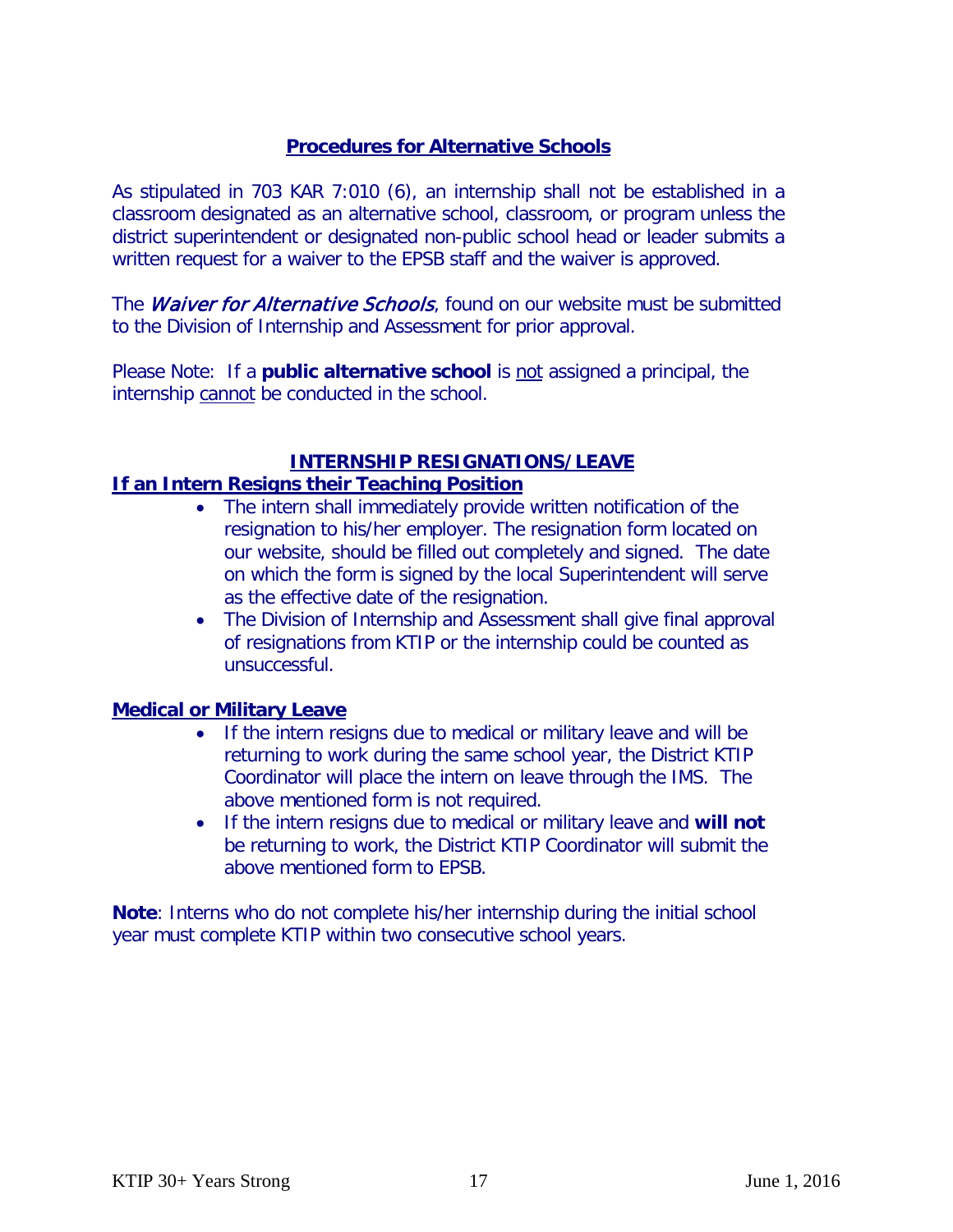## Procedures for Alternative Schools

As stipulated in 703 KAR 7:010 (6), an internship shall not be established in a classroom designated as an alternative school, classroom, or program unless the district superintendent or designated non-public school head or leader submits a written request for a waiver to the EPSB staff and the waiver is approved.

The *Waiver for Alternative Schools*, found on our website must be submitted to the Division of Internship and Assessment for prior approval.

Please Note: If a **public alternative school** is not assigned a principal, the internship cannot be conducted in the school.

## INTERNSHIP RESIGNATIONS/LEAVE

### If an Intern Resigns their Teaching Position

- The intern shall immediately provide written notification of the resignation to his/her employer. The resignation form located on our website, should be filled out completely and signed. The date on which the form is signed by the local Superintendent will serve as the effective date of the resignation.
- The Division of Internship and Assessment shall give final approval of resignations from KTIP or the internship could be counted as unsuccessful.

### Medical or Military Leave

- If the intern resigns due to medical or military leave and will be returning to work during the same school year, the District KTIP Coordinator will place the intern on leave through the IMS. The above mentioned form is not required.
- If the intern resigns due to medical or military leave and **will not** be returning to work, the District KTIP Coordinator will submit the above mentioned form to EPSB.

**Note**: Interns who do not complete his/her internship during the initial school year must complete KTIP within two consecutive school years.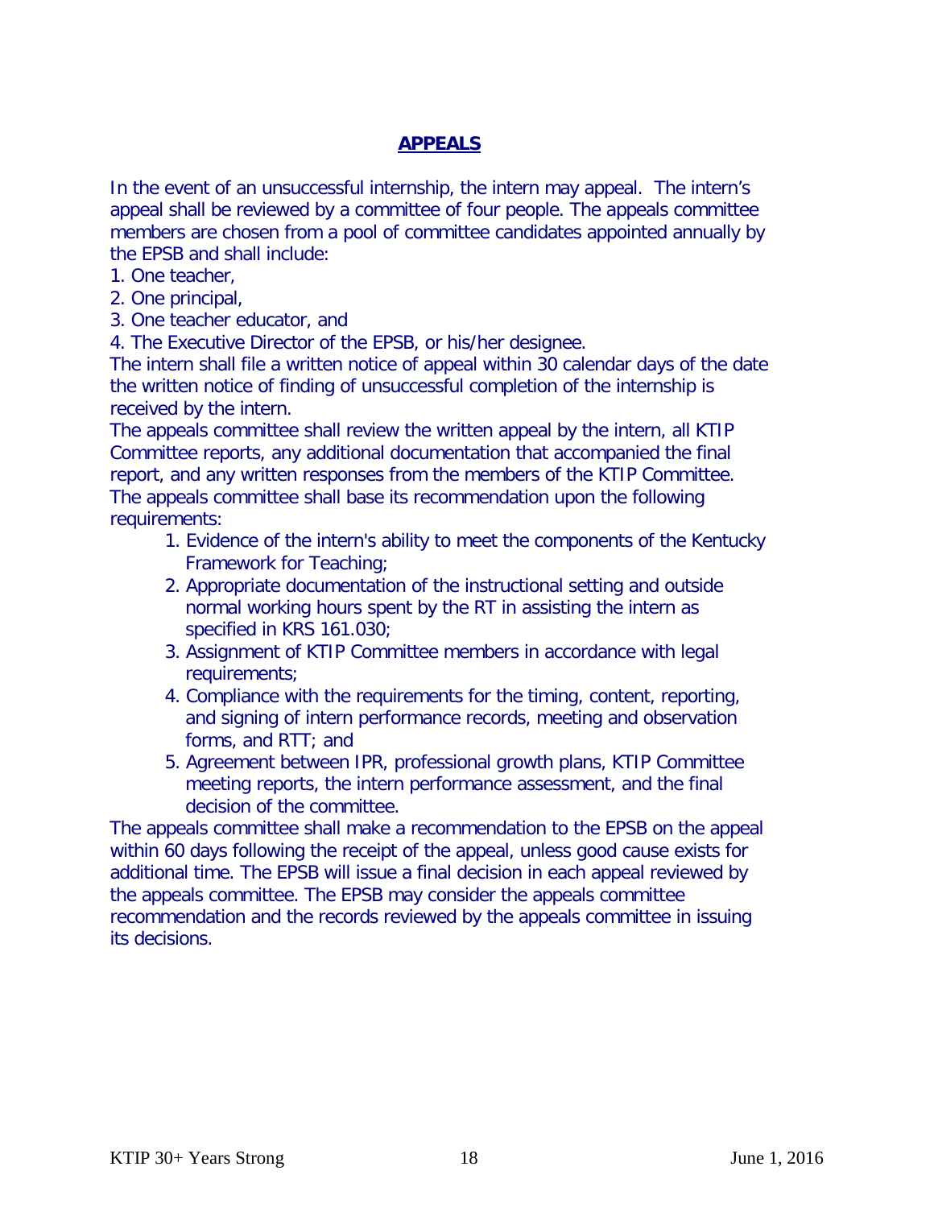## APPEALS

In the event of an unsuccessful internship, the intern may appeal. The intern's appeal shall be reviewed by a committee of four people. The appeals committee members are chosen from a pool of committee candidates appointed annually by the EPSB and shall include:

1. One teacher,
2. One principal,
3. One teacher educator, and
4. The Executive Director of the EPSB, or his/her designee.

The intern shall file a written notice of appeal within 30 calendar days of the date the written notice of finding of unsuccessful completion of the internship is received by the intern.

The appeals committee shall review the written appeal by the intern, all KTIP Committee reports, any additional documentation that accompanied the final report, and any written responses from the members of the KTIP Committee. The appeals committee shall base its recommendation upon the following requirements:

1. Evidence of the intern's ability to meet the components of the Kentucky Framework for Teaching;
2. Appropriate documentation of the instructional setting and outside normal working hours spent by the RT in assisting the intern as specified in KRS 161.030;
3. Assignment of KTIP Committee members in accordance with legal requirements;
4. Compliance with the requirements for the timing, content, reporting, and signing of intern performance records, meeting and observation forms, and RTT; and
5. Agreement between IPR, professional growth plans, KTIP Committee meeting reports, the intern performance assessment, and the final decision of the committee.

The appeals committee shall make a recommendation to the EPSB on the appeal within 60 days following the receipt of the appeal, unless good cause exists for additional time. The EPSB will issue a final decision in each appeal reviewed by the appeals committee. The EPSB may consider the appeals committee recommendation and the records reviewed by the appeals committee in issuing its decisions.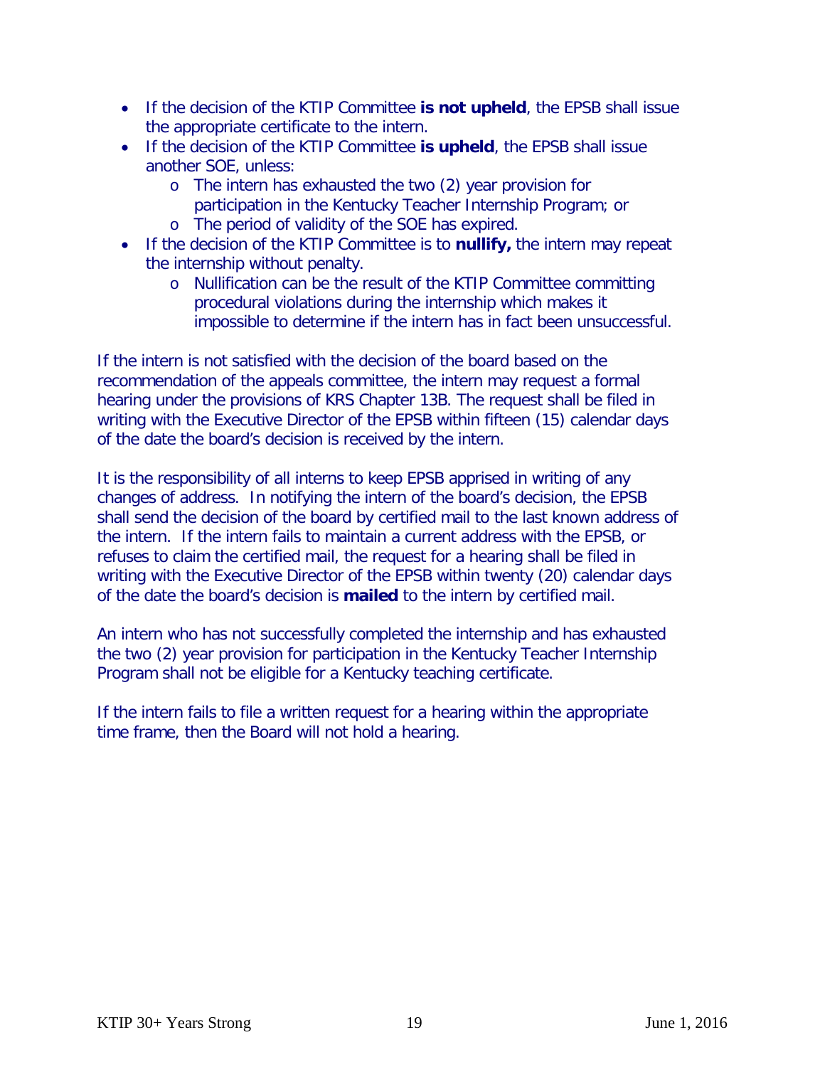- If the decision of the KTIP Committee **is not upheld**, the EPSB shall issue the appropriate certificate to the intern.
- If the decision of the KTIP Committee **is upheld**, the EPSB shall issue another SOE, unless:
    - The intern has exhausted the two (2) year provision for participation in the Kentucky Teacher Internship Program; or
    - The period of validity of the SOE has expired.
- If the decision of the KTIP Committee is to **nullify,** the intern may repeat the internship without penalty.
    - Nullification can be the result of the KTIP Committee committing procedural violations during the internship which makes it impossible to determine if the intern has in fact been unsuccessful.

If the intern is not satisfied with the decision of the board based on the recommendation of the appeals committee, the intern may request a formal hearing under the provisions of KRS Chapter 13B. The request shall be filed in writing with the Executive Director of the EPSB within fifteen (15) calendar days of the date the board's decision is received by the intern.

It is the responsibility of all interns to keep EPSB apprised in writing of any changes of address. In notifying the intern of the board's decision, the EPSB shall send the decision of the board by certified mail to the last known address of the intern. If the intern fails to maintain a current address with the EPSB, or refuses to claim the certified mail, the request for a hearing shall be filed in writing with the Executive Director of the EPSB within twenty (20) calendar days of the date the board's decision is **mailed** to the intern by certified mail.

An intern who has not successfully completed the internship and has exhausted the two (2) year provision for participation in the Kentucky Teacher Internship Program shall not be eligible for a Kentucky teaching certificate.

If the intern fails to file a written request for a hearing within the appropriate time frame, then the Board will not hold a hearing.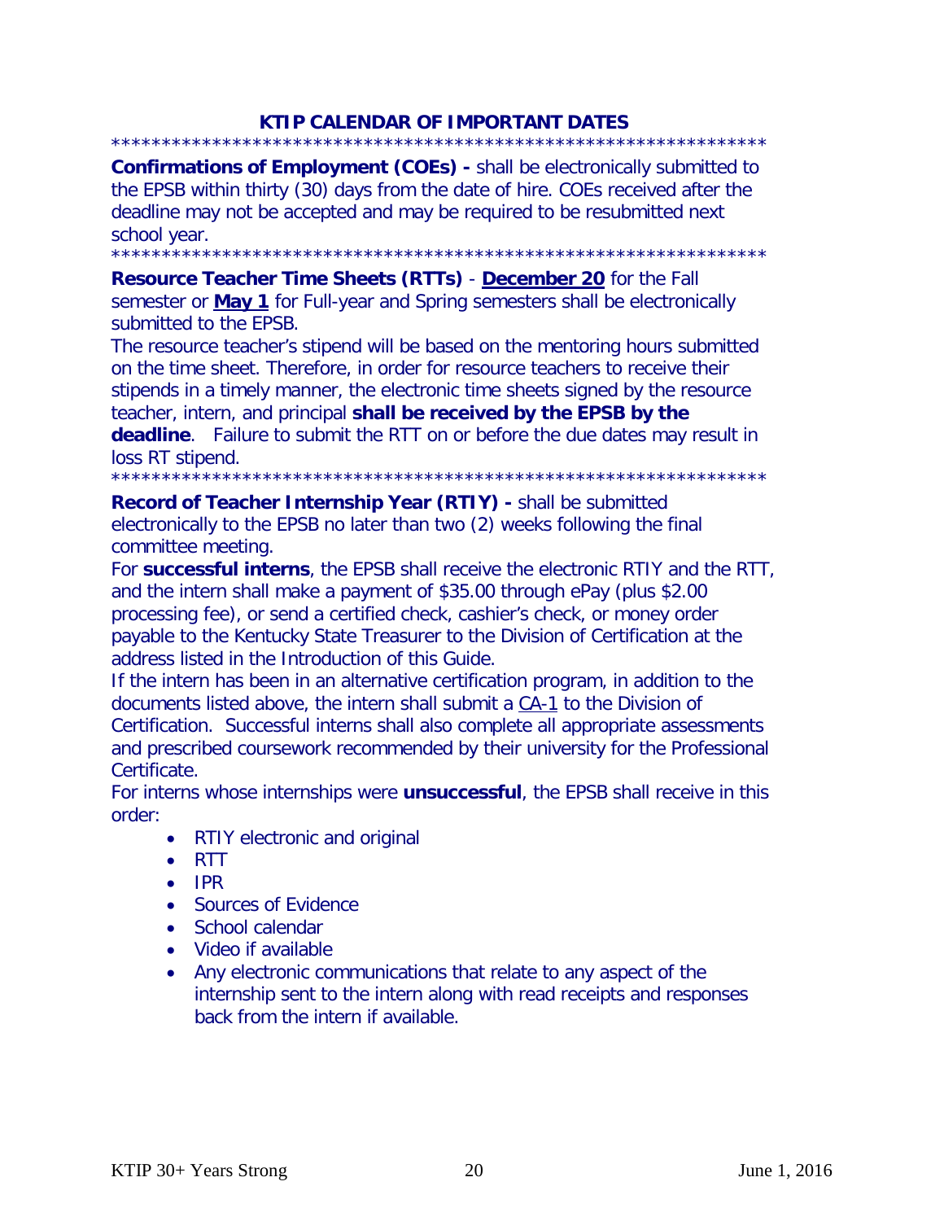## KTIP CALENDAR OF IMPORTANT DATES

******************************************************************

**Confirmations of Employment (COEs) -** shall be electronically submitted to the EPSB within thirty (30) days from the date of hire. COEs received after the deadline may not be accepted and may be required to be resubmitted next school year.

******************************************************************

**Resource Teacher Time Sheets (RTTs)** - **December 20** for the Fall semester or **May 1** for Full-year and Spring semesters shall be electronically submitted to the EPSB.

The resource teacher's stipend will be based on the mentoring hours submitted on the time sheet. Therefore, in order for resource teachers to receive their stipends in a timely manner, the electronic time sheets signed by the resource teacher, intern, and principal **shall be received by the EPSB by the deadline**. Failure to submit the RTT on or before the due dates may result in loss RT stipend.

******************************************************************

**Record of Teacher Internship Year (RTIY) -** shall be submitted electronically to the EPSB no later than two (2) weeks following the final committee meeting.

For **successful interns**, the EPSB shall receive the electronic RTIY and the RTT, and the intern shall make a payment of $35.00 through ePay (plus $2.00 processing fee), or send a certified check, cashier's check, or money order payable to the Kentucky State Treasurer to the Division of Certification at the address listed in the Introduction of this Guide.

If the intern has been in an alternative certification program, in addition to the documents listed above, the intern shall submit a CA-1 to the Division of Certification. Successful interns shall also complete all appropriate assessments and prescribed coursework recommended by their university for the Professional Certificate.

For interns whose internships were **unsuccessful**, the EPSB shall receive in this order:

- RTIY electronic and original
- RTT
- IPR
- Sources of Evidence
- School calendar
- Video if available
- Any electronic communications that relate to any aspect of the internship sent to the intern along with read receipts and responses back from the intern if available.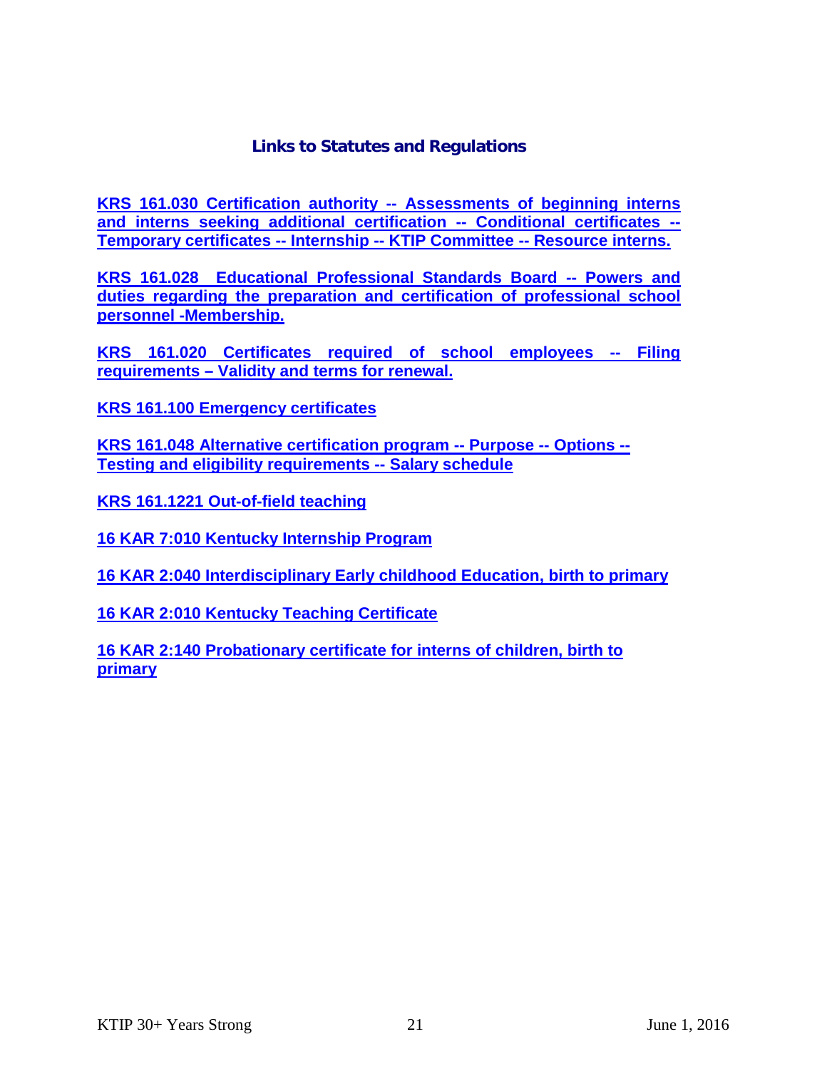## Links to Statutes and Regulations

**KRS 161.030 Certification authority -- Assessments of beginning interns and interns seeking additional certification -- Conditional certificates -- Temporary certificates -- Internship -- KTIP Committee -- Resource interns.**

**KRS 161.028 Educational Professional Standards Board -- Powers and duties regarding the preparation and certification of professional school personnel -Membership.**

**KRS 161.020 Certificates required of school employees -- Filing requirements – Validity and terms for renewal.**

**KRS 161.100 Emergency certificates**

**KRS 161.048 Alternative certification program -- Purpose -- Options -- Testing and eligibility requirements -- Salary schedule**

**KRS 161.1221 Out-of-field teaching**

**16 KAR 7:010 Kentucky Internship Program**

**16 KAR 2:040 Interdisciplinary Early childhood Education, birth to primary**

**16 KAR 2:010 Kentucky Teaching Certificate**

**16 KAR 2:140 Probationary certificate for interns of children, birth to primary**